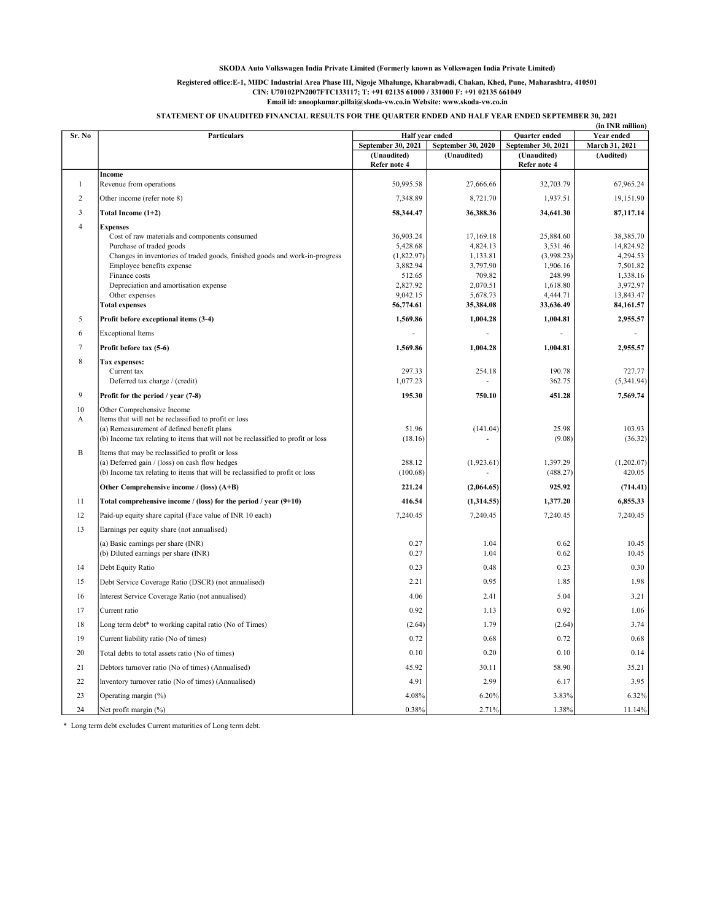**SKODA Auto Volkswagen India Private Limited (Formerly known as Volkswagen India Private Limited)**

**Registered office:E-1, MIDC Industrial Area Phase III, Nigoje Mhalunge, Kharabwadi, Chakan, Khed, Pune, Maharashtra, 410501**
**CIN: U70102PN2007FTC133117; T: +91 02135 61000 / 331000 F: +91 02135 661049**
**Email id: anoopkumar.pillai@skoda-vw.co.in Website: www.skoda-vw.co.in**

**STATEMENT OF UNAUDITED FINANCIAL RESULTS FOR THE QUARTER ENDED AND HALF YEAR ENDED SEPTEMBER 30, 2021**

(in INR million)

| Sr. No | Particulars | Half year ended | | Quarter ended | Year ended |
|---|---|---|---|---|---|
| | | September 30, 2021 | September 30, 2020 | September 30, 2021 | March 31, 2021 |
| | | (Unaudited) Refer note 4 | (Unaudited) | (Unaudited) Refer note 4 | (Audited) |
| | **Income** | | | | |
| 1 | Revenue from operations | 50,995.58 | 27,666.66 | 32,703.79 | 67,965.24 |
| 2 | Other income (refer note 8) | 7,348.89 | 8,721.70 | 1,937.51 | 19,151.90 |
| 3 | **Total Income (1+2)** | **58,344.47** | **36,388.36** | **34,641.30** | **87,117.14** |
| 4 | **Expenses** | | | | |
| | Cost of raw materials and components consumed | 36,903.24 | 17,169.18 | 25,884.60 | 38,385.70 |
| | Purchase of traded goods | 5,428.68 | 4,824.13 | 3,531.46 | 14,824.92 |
| | Changes in inventories of traded goods, finished goods and work-in-progress | (1,822.97) | 1,133.81 | (3,998.23) | 4,294.53 |
| | Employee benefits expense | 3,882.94 | 3,797.90 | 1,906.16 | 7,501.82 |
| | Finance costs | 512.65 | 709.82 | 248.99 | 1,338.16 |
| | Depreciation and amortisation expense | 2,827.92 | 2,070.51 | 1,618.80 | 3,972.97 |
| | Other expenses | 9,042.15 | 5,678.73 | 4,444.71 | 13,843.47 |
| | **Total expenses** | **56,774.61** | **35,384.08** | **33,636.49** | **84,161.57** |
| 5 | **Profit before exceptional items (3-4)** | **1,569.86** | **1,004.28** | **1,004.81** | **2,955.57** |
| 6 | Exceptional Items | - | - | - | - |
| 7 | **Profit before tax (5-6)** | **1,569.86** | **1,004.28** | **1,004.81** | **2,955.57** |
| 8 | **Tax expenses:** | | | | |
| | Current tax | 297.33 | 254.18 | 190.78 | 727.77 |
| | Deferred tax charge / (credit) | 1,077.23 | - | 362.75 | (5,341.94) |
| 9 | **Profit for the period / year (7-8)** | **195.30** | **750.10** | **451.28** | **7,569.74** |
| 10 | Other Comprehensive Income | | | | |
| A | Items that will not be reclassified to profit or loss | | | | |
| | (a) Remeasurement of defined benefit plans | 51.96 | (141.04) | 25.98 | 103.93 |
| | (b) Income tax relating to items that will not be reclassified to profit or loss | (18.16) | - | (9.08) | (36.32) |
| B | Items that may be reclassified to profit or loss | | | | |
| | (a) Deferred gain / (loss) on cash flow hedges | 288.12 | (1,923.61) | 1,397.29 | (1,202.07) |
| | (b) Income tax relating to items that will be reclassified to profit or loss | (100.68) | - | (488.27) | 420.05 |
| | **Other Comprehensive income / (loss) (A+B)** | **221.24** | **(2,064.65)** | **925.92** | **(714.41)** |
| 11 | **Total comprehensive income / (loss) for the period / year (9+10)** | **416.54** | **(1,314.55)** | **1,377.20** | **6,855.33** |
| 12 | Paid-up equity share capital (Face value of INR 10 each) | 7,240.45 | 7,240.45 | 7,240.45 | 7,240.45 |
| 13 | Earnings per equity share (not annualised) | | | | |
| | (a) Basic earnings per share (INR) | 0.27 | 1.04 | 0.62 | 10.45 |
| | (b) Diluted earnings per share (INR) | 0.27 | 1.04 | 0.62 | 10.45 |
| 14 | Debt Equity Ratio | 0.23 | 0.48 | 0.23 | 0.30 |
| 15 | Debt Service Coverage Ratio (DSCR) (not annualised) | 2.21 | 0.95 | 1.85 | 1.98 |
| 16 | Interest Service Coverage Ratio (not annualised) | 4.06 | 2.41 | 5.04 | 3.21 |
| 17 | Current ratio | 0.92 | 1.13 | 0.92 | 1.06 |
| 18 | Long term debt* to working capital ratio (No of Times) | (2.64) | 1.79 | (2.64) | 3.74 |
| 19 | Current liability ratio (No of times) | 0.72 | 0.68 | 0.72 | 0.68 |
| 20 | Total debts to total assets ratio (No of times) | 0.10 | 0.20 | 0.10 | 0.14 |
| 21 | Debtors turnover ratio (No of times) (Annualised) | 45.92 | 30.11 | 58.90 | 35.21 |
| 22 | Inventory turnover ratio (No of times) (Annualised) | 4.91 | 2.99 | 6.17 | 3.95 |
| 23 | Operating margin (%) | 4.08% | 6.20% | 3.83% | 6.32% |
| 24 | Net profit margin (%) | 0.38% | 2.71% | 1.38% | 11.14% |

\* Long term debt excludes Current maturities of Long term debt.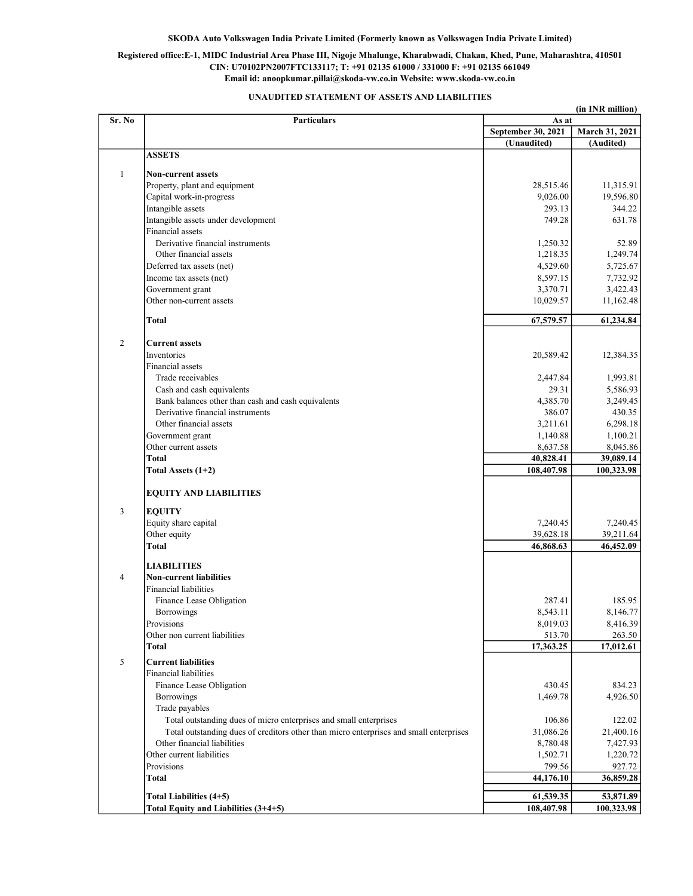**SKODA Auto Volkswagen India Private Limited (Formerly known as Volkswagen India Private Limited)**

**Registered office:E-1, MIDC Industrial Area Phase III, Nigoje Mhalunge, Kharabwadi, Chakan, Khed, Pune, Maharashtra, 410501**
**CIN: U70102PN2007FTC133117; T: +91 02135 61000 / 331000 F: +91 02135 661049**
**Email id: anoopkumar.pillai@skoda-vw.co.in Website: www.skoda-vw.co.in**

## UNAUDITED STATEMENT OF ASSETS AND LIABILITIES

(in INR million)

| Sr. No | Particulars | As at | |
|---|---|---|---|
| | | September 30, 2021 | March 31, 2021 |
| | | (Unaudited) | (Audited) |
| | **ASSETS** | | |
| 1 | **Non-current assets** | | |
| | Property, plant and equipment | 28,515.46 | 11,315.91 |
| | Capital work-in-progress | 9,026.00 | 19,596.80 |
| | Intangible assets | 293.13 | 344.22 |
| | Intangible assets under development | 749.28 | 631.78 |
| | Financial assets | | |
| | Derivative financial instruments | 1,250.32 | 52.89 |
| | Other financial assets | 1,218.35 | 1,249.74 |
| | Deferred tax assets (net) | 4,529.60 | 5,725.67 |
| | Income tax assets (net) | 8,597.15 | 7,732.92 |
| | Government grant | 3,370.71 | 3,422.43 |
| | Other non-current assets | 10,029.57 | 11,162.48 |
| | **Total** | **67,579.57** | **61,234.84** |
| 2 | **Current assets** | | |
| | Inventories | 20,589.42 | 12,384.35 |
| | Financial assets | | |
| | Trade receivables | 2,447.84 | 1,993.81 |
| | Cash and cash equivalents | 29.31 | 5,586.93 |
| | Bank balances other than cash and cash equivalents | 4,385.70 | 3,249.45 |
| | Derivative financial instruments | 386.07 | 430.35 |
| | Other financial assets | 3,211.61 | 6,298.18 |
| | Government grant | 1,140.88 | 1,100.21 |
| | Other current assets | 8,637.58 | 8,045.86 |
| | **Total** | **40,828.41** | **39,089.14** |
| | **Total Assets (1+2)** | **108,407.98** | **100,323.98** |
| | **EQUITY AND LIABILITIES** | | |
| 3 | **EQUITY** | | |
| | Equity share capital | 7,240.45 | 7,240.45 |
| | Other equity | 39,628.18 | 39,211.64 |
| | **Total** | **46,868.63** | **46,452.09** |
| | **LIABILITIES** | | |
| 4 | **Non-current liabilities** | | |
| | Financial liabilities | | |
| | Finance Lease Obligation | 287.41 | 185.95 |
| | Borrowings | 8,543.11 | 8,146.77 |
| | Provisions | 8,019.03 | 8,416.39 |
| | Other non current liabilities | 513.70 | 263.50 |
| | **Total** | **17,363.25** | **17,012.61** |
| 5 | **Current liabilities** | | |
| | Financial liabilities | | |
| | Finance Lease Obligation | 430.45 | 834.23 |
| | Borrowings | 1,469.78 | 4,926.50 |
| | Trade payables | | |
| | Total outstanding dues of micro enterprises and small enterprises | 106.86 | 122.02 |
| | Total outstanding dues of creditors other than micro enterprises and small enterprises | 31,086.26 | 21,400.16 |
| | Other financial liabilities | 8,780.48 | 7,427.93 |
| | Other current liabilities | 1,502.71 | 1,220.72 |
| | Provisions | 799.56 | 927.72 |
| | **Total** | **44,176.10** | **36,859.28** |
| | **Total Liabilities (4+5)** | **61,539.35** | **53,871.89** |
| | **Total Equity and Liabilities (3+4+5)** | **108,407.98** | **100,323.98** |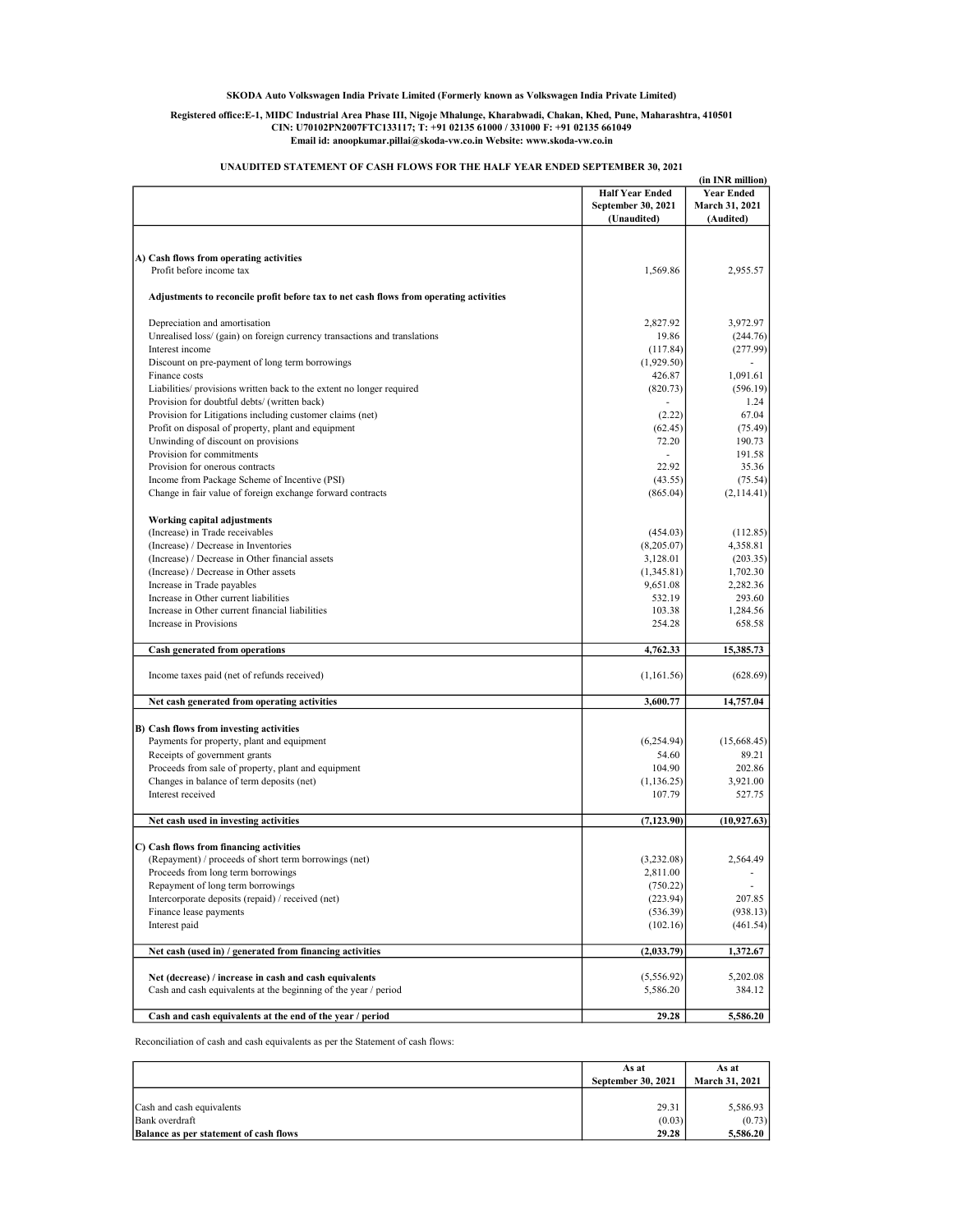**SKODA Auto Volkswagen India Private Limited (Formerly known as Volkswagen India Private Limited)**

**Registered office:E-1, MIDC Industrial Area Phase III, Nigoje Mhalunge, Kharabwadi, Chakan, Khed, Pune, Maharashtra, 410501**
**CIN: U70102PN2007FTC133117; T: +91 02135 61000 / 331000 F: +91 02135 661049**
**Email id: anoopkumar.pillai@skoda-vw.co.in Website: www.skoda-vw.co.in**

**UNAUDITED STATEMENT OF CASH FLOWS FOR THE HALF YEAR ENDED SEPTEMBER 30, 2021**

(in INR million)

| | Half Year Ended September 30, 2021 (Unaudited) | Year Ended March 31, 2021 (Audited) |
|---|---|---|
| **A) Cash flows from operating activities** | | |
| Profit before income tax | 1,569.86 | 2,955.57 |
| **Adjustments to reconcile profit before tax to net cash flows from operating activities** | | |
| Depreciation and amortisation | 2,827.92 | 3,972.97 |
| Unrealised loss/ (gain) on foreign currency transactions and translations | 19.86 | (244.76) |
| Interest income | (117.84) | (277.99) |
| Discount on pre-payment of long term borrowings | (1,929.50) | - |
| Finance costs | 426.87 | 1,091.61 |
| Liabilities/ provisions written back to the extent no longer required | (820.73) | (596.19) |
| Provision for doubtful debts/ (written back) | - | 1.24 |
| Provision for Litigations including customer claims (net) | (2.22) | 67.04 |
| Profit on disposal of property, plant and equipment | (62.45) | (75.49) |
| Unwinding of discount on provisions | 72.20 | 190.73 |
| Provision for commitments | - | 191.58 |
| Provision for onerous contracts | 22.92 | 35.36 |
| Income from Package Scheme of Incentive (PSI) | (43.55) | (75.54) |
| Change in fair value of foreign exchange forward contracts | (865.04) | (2,114.41) |
| **Working capital adjustments** | | |
| (Increase) in Trade receivables | (454.03) | (112.85) |
| (Increase) / Decrease in Inventories | (8,205.07) | 4,358.81 |
| (Increase) / Decrease in Other financial assets | 3,128.01 | (203.35) |
| (Increase) / Decrease in Other assets | (1,345.81) | 1,702.30 |
| Increase in Trade payables | 9,651.08 | 2,282.36 |
| Increase in Other current liabilities | 532.19 | 293.60 |
| Increase in Other current financial liabilities | 103.38 | 1,284.56 |
| Increase in Provisions | 254.28 | 658.58 |
| **Cash generated from operations** | **4,762.33** | **15,385.73** |
| Income taxes paid (net of refunds received) | (1,161.56) | (628.69) |
| **Net cash generated from operating activities** | **3,600.77** | **14,757.04** |
| **B) Cash flows from investing activities** | | |
| Payments for property, plant and equipment | (6,254.94) | (15,668.45) |
| Receipts of government grants | 54.60 | 89.21 |
| Proceeds from sale of property, plant and equipment | 104.90 | 202.86 |
| Changes in balance of term deposits (net) | (1,136.25) | 3,921.00 |
| Interest received | 107.79 | 527.75 |
| **Net cash used in investing activities** | **(7,123.90)** | **(10,927.63)** |
| **C) Cash flows from financing activities** | | |
| (Repayment) / proceeds of short term borrowings (net) | (3,232.08) | 2,564.49 |
| Proceeds from long term borrowings | 2,811.00 | - |
| Repayment of long term borrowings | (750.22) | - |
| Intercorporate deposits (repaid) / received (net) | (223.94) | 207.85 |
| Finance lease payments | (536.39) | (938.13) |
| Interest paid | (102.16) | (461.54) |
| **Net cash (used in) / generated from financing activities** | **(2,033.79)** | **1,372.67** |
| **Net (decrease) / increase in cash and cash equivalents** | (5,556.92) | 5,202.08 |
| Cash and cash equivalents at the beginning of the year / period | 5,586.20 | 384.12 |
| **Cash and cash equivalents at the end of the year / period** | **29.28** | **5,586.20** |

Reconciliation of cash and cash equivalents as per the Statement of cash flows:

| | As at September 30, 2021 | As at March 31, 2021 |
|---|---|---|
| Cash and cash equivalents | 29.31 | 5,586.93 |
| Bank overdraft | (0.03) | (0.73) |
| **Balance as per statement of cash flows** | **29.28** | **5,586.20** |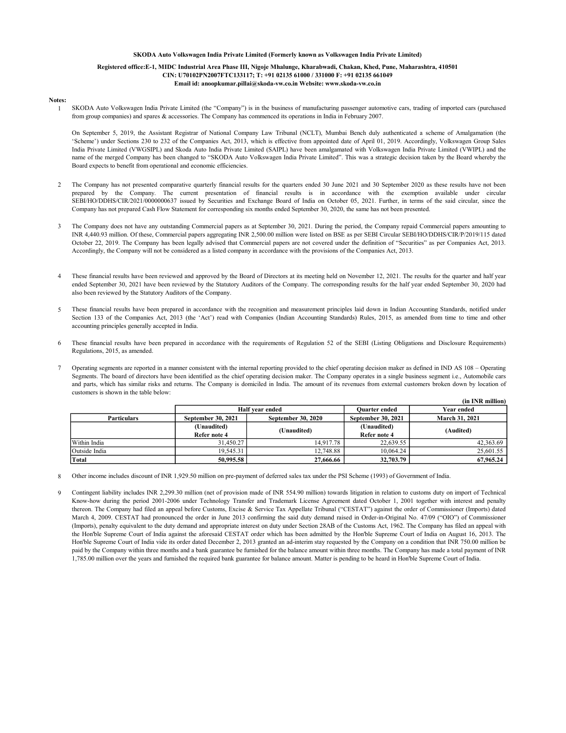**SKODA Auto Volkswagen India Private Limited (Formerly known as Volkswagen India Private Limited)**

**Registered office:E-1, MIDC Industrial Area Phase III, Nigoje Mhalunge, Kharabwadi, Chakan, Khed, Pune, Maharashtra, 410501**
**CIN: U70102PN2007FTC133117; T: +91 02135 61000 / 331000 F: +91 02135 661049**
**Email id: anoopkumar.pillai@skoda-vw.co.in Website: www.skoda-vw.co.in**

**Notes:**

1. SKODA Auto Volkswagen India Private Limited (the "Company") is in the business of manufacturing passenger automotive cars, trading of imported cars (purchased from group companies) and spares & accessories. The Company has commenced its operations in India in February 2007.

   On September 5, 2019, the Assistant Registrar of National Company Law Tribunal (NCLT), Mumbai Bench duly authenticated a scheme of Amalgamation (the 'Scheme') under Sections 230 to 232 of the Companies Act, 2013, which is effective from appointed date of April 01, 2019. Accordingly, Volkswagen Group Sales India Private Limited (VWGSIPL) and Skoda Auto India Private Limited (SAIPL) have been amalgamated with Volkswagen India Private Limited (VWIPL) and the name of the merged Company has been changed to "SKODA Auto Volkswagen India Private Limited". This was a strategic decision taken by the Board whereby the Board expects to benefit from operational and economic efficiencies.

2. The Company has not presented comparative quarterly financial results for the quarters ended 30 June 2021 and 30 September 2020 as these results have not been prepared by the Company. The current presentation of financial results is in accordance with the exemption available under circular SEBI/HO/DDHS/CIR/2021/0000000637 issued by Securities and Exchange Board of India on October 05, 2021. Further, in terms of the said circular, since the Company has not prepared Cash Flow Statement for corresponding six months ended September 30, 2020, the same has not been presented.

3. The Company does not have any outstanding Commercial papers as at September 30, 2021. During the period, the Company repaid Commercial papers amounting to INR 4,440.93 million. Of these, Commercial papers aggregating INR 2,500.00 million were listed on BSE as per SEBI Circular SEBI/HO/DDHS/CIR/P/2019/115 dated October 22, 2019. The Company has been legally advised that Commercial papers are not covered under the definition of "Securities" as per Companies Act, 2013. Accordingly, the Company will not be considered as a listed company in accordance with the provisions of the Companies Act, 2013.

4. These financial results have been reviewed and approved by the Board of Directors at its meeting held on November 12, 2021. The results for the quarter and half year ended September 30, 2021 have been reviewed by the Statutory Auditors of the Company. The corresponding results for the half year ended September 30, 2020 had also been reviewed by the Statutory Auditors of the Company.

5. These financial results have been prepared in accordance with the recognition and measurement principles laid down in Indian Accounting Standards, notified under Section 133 of the Companies Act, 2013 (the 'Act') read with Companies (Indian Accounting Standards) Rules, 2015, as amended from time to time and other accounting principles generally accepted in India.

6. These financial results have been prepared in accordance with the requirements of Regulation 52 of the SEBI (Listing Obligations and Disclosure Requirements) Regulations, 2015, as amended.

7. Operating segments are reported in a manner consistent with the internal reporting provided to the chief operating decision maker as defined in IND AS 108 – Operating Segments. The board of directors have been identified as the chief operating decision maker. The Company operates in a single business segment i.e., Automobile cars and parts, which has similar risks and returns. The Company is domiciled in India. The amount of its revenues from external customers broken down by location of customers is shown in the table below:

**(in INR million)**

| | Half year ended | | Quarter ended | Year ended |
|---|---|---|---|---|
| **Particulars** | **September 30, 2021** | **September 30, 2020** | **September 30, 2021** | **March 31, 2021** |
| | **(Unaudited) Refer note 4** | **(Unaudited)** | **(Unaudited) Refer note 4** | **(Audited)** |
| Within India | 31,450.27 | 14,917.78 | 22,639.55 | 42,363.69 |
| Outside India | 19,545.31 | 12,748.88 | 10,064.24 | 25,601.55 |
| **Total** | **50,995.58** | **27,666.66** | **32,703.79** | **67,965.24** |

8. Other income includes discount of INR 1,929.50 million on pre-payment of deferred sales tax under the PSI Scheme (1993) of Government of India.

9. Contingent liability includes INR 2,299.30 million (net of provision made of INR 554.90 million) towards litigation in relation to customs duty on import of Technical Know-how during the period 2001-2006 under Technology Transfer and Trademark License Agreement dated October 1, 2001 together with interest and penalty thereon. The Company had filed an appeal before Customs, Excise & Service Tax Appellate Tribunal ("CESTAT") against the order of Commissioner (Imports) dated March 4, 2009. CESTAT had pronounced the order in June 2013 confirming the said duty demand raised in Order-in-Original No. 47/09 ("OIO") of Commissioner (Imports), penalty equivalent to the duty demand and appropriate interest on duty under Section 28AB of the Customs Act, 1962. The Company has filed an appeal with the Hon'ble Supreme Court of India against the aforesaid CESTAT order which has been admitted by the Hon'ble Supreme Court of India on August 16, 2013. The Hon'ble Supreme Court of India vide its order dated December 2, 2013 granted an ad-interim stay requested by the Company on a condition that INR 750.00 million be paid by the Company within three months and a bank guarantee be furnished for the balance amount within three months. The Company has made a total payment of INR 1,785.00 million over the years and furnished the required bank guarantee for balance amount. Matter is pending to be heard in Hon'ble Supreme Court of India.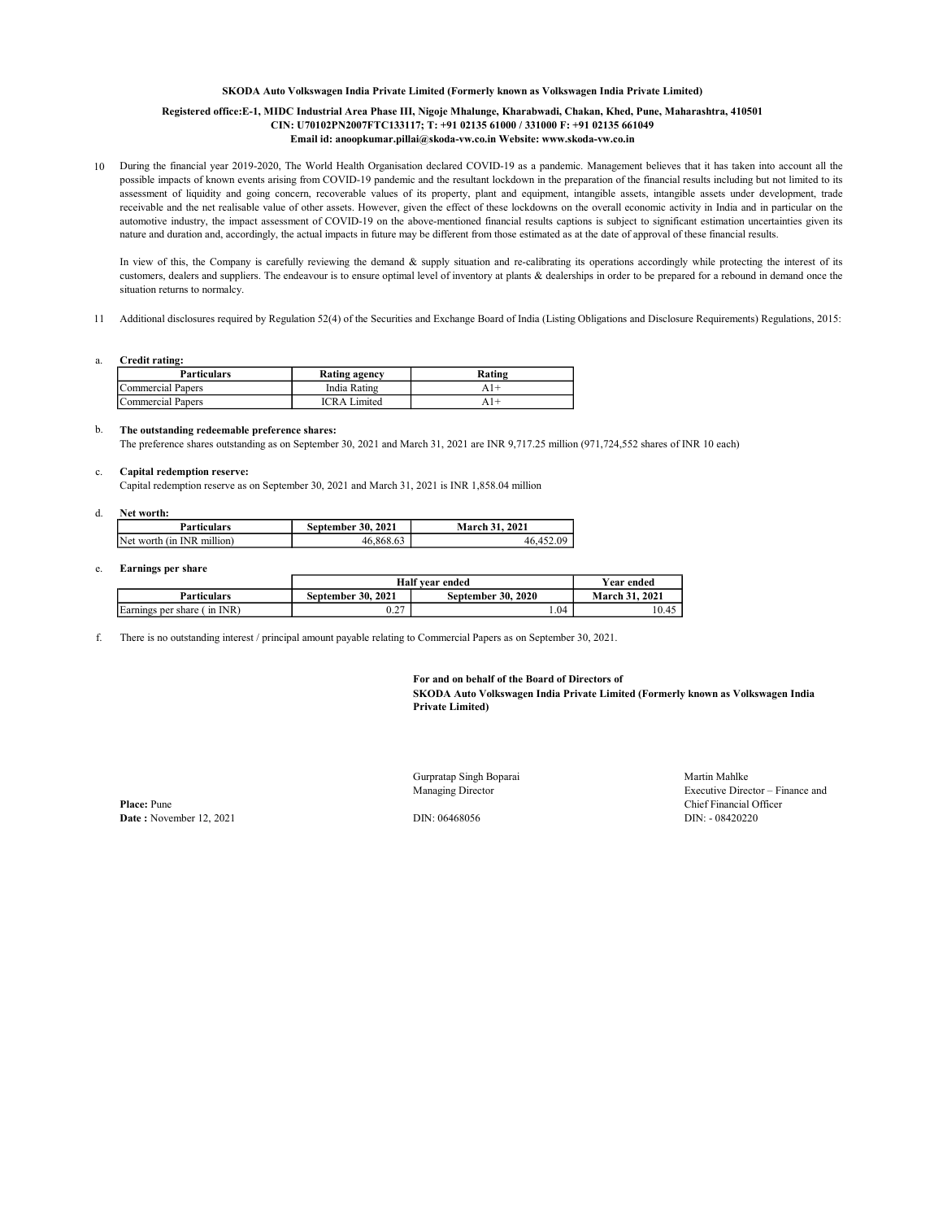**SKODA Auto Volkswagen India Private Limited (Formerly known as Volkswagen India Private Limited)**

**Registered office:E-1, MIDC Industrial Area Phase III, Nigoje Mhalunge, Kharabwadi, Chakan, Khed, Pune, Maharashtra, 410501**
**CIN: U70102PN2007FTC133117; T: +91 02135 61000 / 331000 F: +91 02135 661049**
**Email id: anoopkumar.pillai@skoda-vw.co.in Website: www.skoda-vw.co.in**

10 During the financial year 2019-2020, The World Health Organisation declared COVID-19 as a pandemic. Management believes that it has taken into account all the possible impacts of known events arising from COVID-19 pandemic and the resultant lockdown in the preparation of the financial results including but not limited to its assessment of liquidity and going concern, recoverable values of its property, plant and equipment, intangible assets, intangible assets under development, trade receivable and the net realisable value of other assets. However, given the effect of these lockdowns on the overall economic activity in India and in particular on the automotive industry, the impact assessment of COVID-19 on the above-mentioned financial results captions is subject to significant estimation uncertainties given its nature and duration and, accordingly, the actual impacts in future may be different from those estimated as at the date of approval of these financial results.

In view of this, the Company is carefully reviewing the demand & supply situation and re-calibrating its operations accordingly while protecting the interest of its customers, dealers and suppliers. The endeavour is to ensure optimal level of inventory at plants & dealerships in order to be prepared for a rebound in demand once the situation returns to normalcy.

11 Additional disclosures required by Regulation 52(4) of the Securities and Exchange Board of India (Listing Obligations and Disclosure Requirements) Regulations, 2015:

a. **Credit rating:**

| Particulars | Rating agency | Rating |
|---|---|---|
| Commercial Papers | India Rating | A1+ |
| Commercial Papers | ICRA Limited | A1+ |

b. **The outstanding redeemable preference shares:**
The preference shares outstanding as on September 30, 2021 and March 31, 2021 are INR 9,717.25 million (971,724,552 shares of INR 10 each)

c. **Capital redemption reserve:**
Capital redemption reserve as on September 30, 2021 and March 31, 2021 is INR 1,858.04 million

d. **Net worth:**

| Particulars | September 30, 2021 | March 31, 2021 |
|---|---|---|
| Net worth (in INR million) | 46,868.63 | 46,452.09 |

e. **Earnings per share**

| | Half year ended | | Year ended |
|---|---|---|---|
| Particulars | September 30, 2021 | September 30, 2020 | March 31, 2021 |
| Earnings per share ( in INR) | 0.27 | 1.04 | 10.45 |

f. There is no outstanding interest / principal amount payable relating to Commercial Papers as on September 30, 2021.

**For and on behalf of the Board of Directors of**
**SKODA Auto Volkswagen India Private Limited (Formerly known as Volkswagen India Private Limited)**

Gurpratap Singh Boparai
Managing Director
DIN: 06468056

Martin Mahlke
Executive Director – Finance and Chief Financial Officer
DIN: - 08420220

**Place:** Pune
**Date :** November 12, 2021